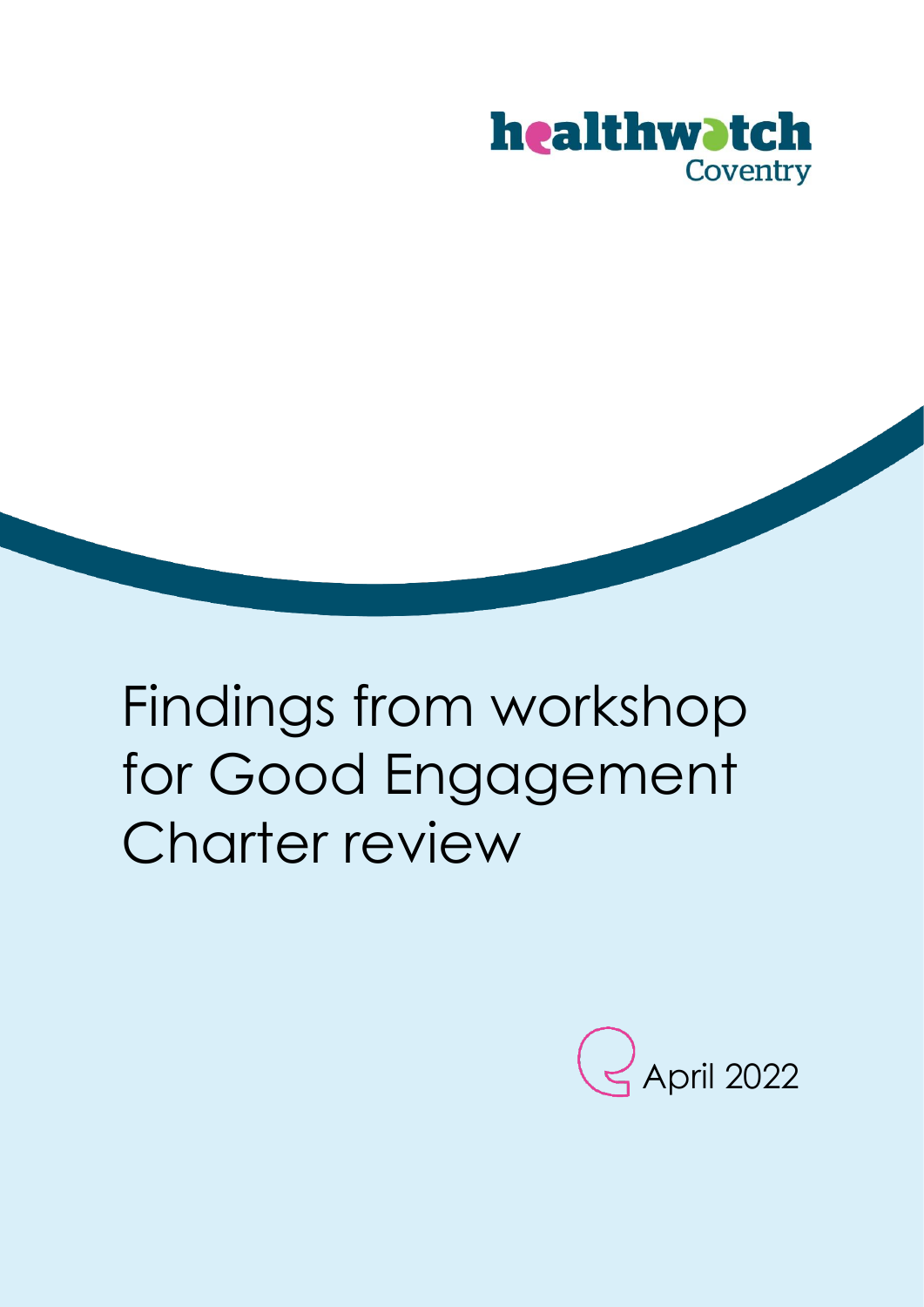healthwatch
Coventry

# Findings from workshop for Good Engagement Charter review

April 2022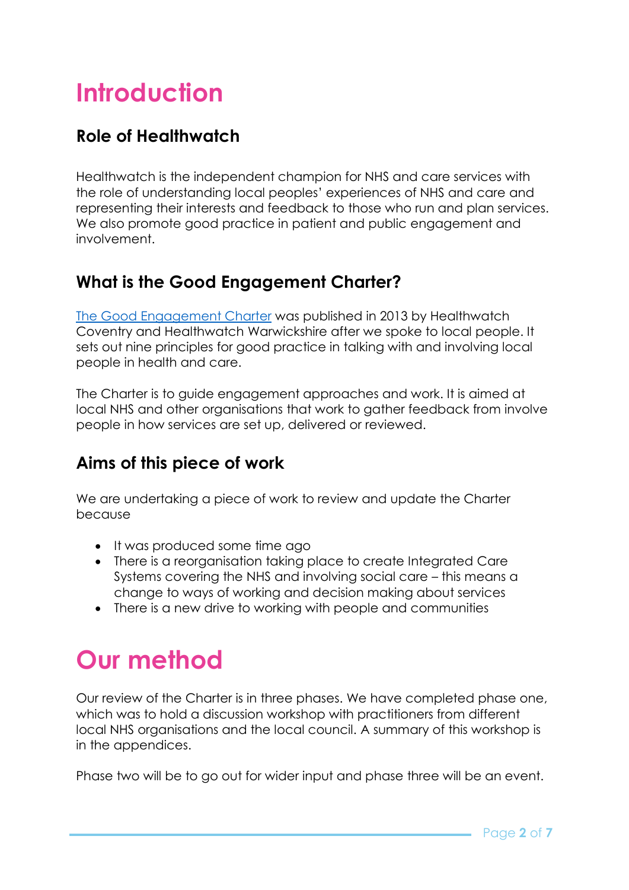# Introduction

## Role of Healthwatch

Healthwatch is the independent champion for NHS and care services with the role of understanding local peoples' experiences of NHS and care and representing their interests and feedback to those who run and plan services. We also promote good practice in patient and public engagement and involvement.

## What is the Good Engagement Charter?

The Good Engagement Charter was published in 2013 by Healthwatch Coventry and Healthwatch Warwickshire after we spoke to local people. It sets out nine principles for good practice in talking with and involving local people in health and care.

The Charter is to guide engagement approaches and work. It is aimed at local NHS and other organisations that work to gather feedback from involve people in how services are set up, delivered or reviewed.

## Aims of this piece of work

We are undertaking a piece of work to review and update the Charter because

- It was produced some time ago
- There is a reorganisation taking place to create Integrated Care Systems covering the NHS and involving social care – this means a change to ways of working and decision making about services
- There is a new drive to working with people and communities

# Our method

Our review of the Charter is in three phases. We have completed phase one, which was to hold a discussion workshop with practitioners from different local NHS organisations and the local council. A summary of this workshop is in the appendices.

Phase two will be to go out for wider input and phase three will be an event.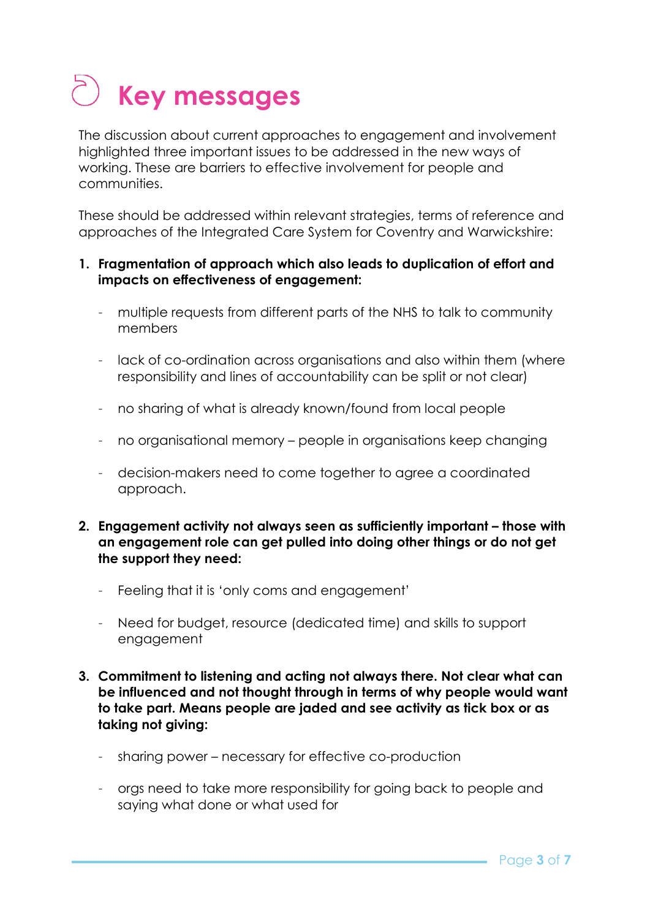# Key messages

The discussion about current approaches to engagement and involvement highlighted three important issues to be addressed in the new ways of working. These are barriers to effective involvement for people and communities.

These should be addressed within relevant strategies, terms of reference and approaches of the Integrated Care System for Coventry and Warwickshire:

1. **Fragmentation of approach which also leads to duplication of effort and impacts on effectiveness of engagement:**

   - multiple requests from different parts of the NHS to talk to community members
   - lack of co-ordination across organisations and also within them (where responsibility and lines of accountability can be split or not clear)
   - no sharing of what is already known/found from local people
   - no organisational memory – people in organisations keep changing
   - decision-makers need to come together to agree a coordinated approach.

2. **Engagement activity not always seen as sufficiently important – those with an engagement role can get pulled into doing other things or do not get the support they need:**

   - Feeling that it is 'only coms and engagement'
   - Need for budget, resource (dedicated time) and skills to support engagement

3. **Commitment to listening and acting not always there. Not clear what can be influenced and not thought through in terms of why people would want to take part. Means people are jaded and see activity as tick box or as taking not giving:**

   - sharing power – necessary for effective co-production
   - orgs need to take more responsibility for going back to people and saying what done or what used for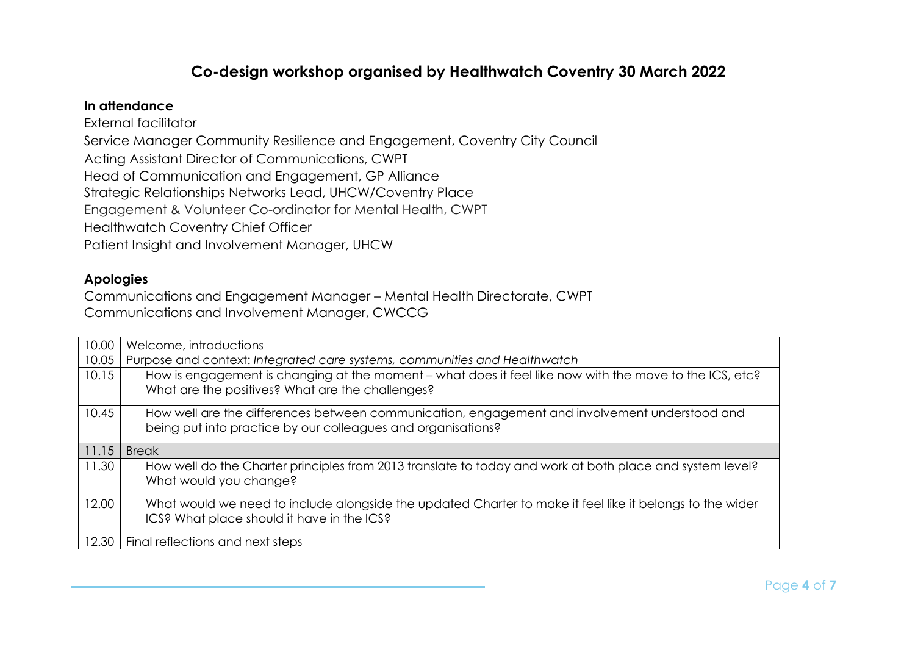## Co-design workshop organised by Healthwatch Coventry 30 March 2022

**In attendance**

External facilitator
Service Manager Community Resilience and Engagement, Coventry City Council
Acting Assistant Director of Communications, CWPT
Head of Communication and Engagement, GP Alliance
Strategic Relationships Networks Lead, UHCW/Coventry Place
Engagement & Volunteer Co-ordinator for Mental Health, CWPT
Healthwatch Coventry Chief Officer
Patient Insight and Involvement Manager, UHCW

**Apologies**

Communications and Engagement Manager – Mental Health Directorate, CWPT
Communications and Involvement Manager, CWCCG

| | |
|---|---|
| 10.00 | Welcome, introductions |
| 10.05 | Purpose and context: *Integrated care systems, communities and Healthwatch* |
| 10.15 | How is engagement changing at the moment – what does it feel like now with the move to the ICS, etc? What are the positives? What are the challenges? |
| 10.45 | How well are the differences between communication, engagement and involvement understood and being put into practice by our colleagues and organisations? |
| 11.15 | Break |
| 11.30 | How well do the Charter principles from 2013 translate to today and work at both place and system level? What would you change? |
| 12.00 | What would we need to include alongside the updated Charter to make it feel like it belongs to the wider ICS? What place should it have in the ICS? |
| 12.30 | Final reflections and next steps |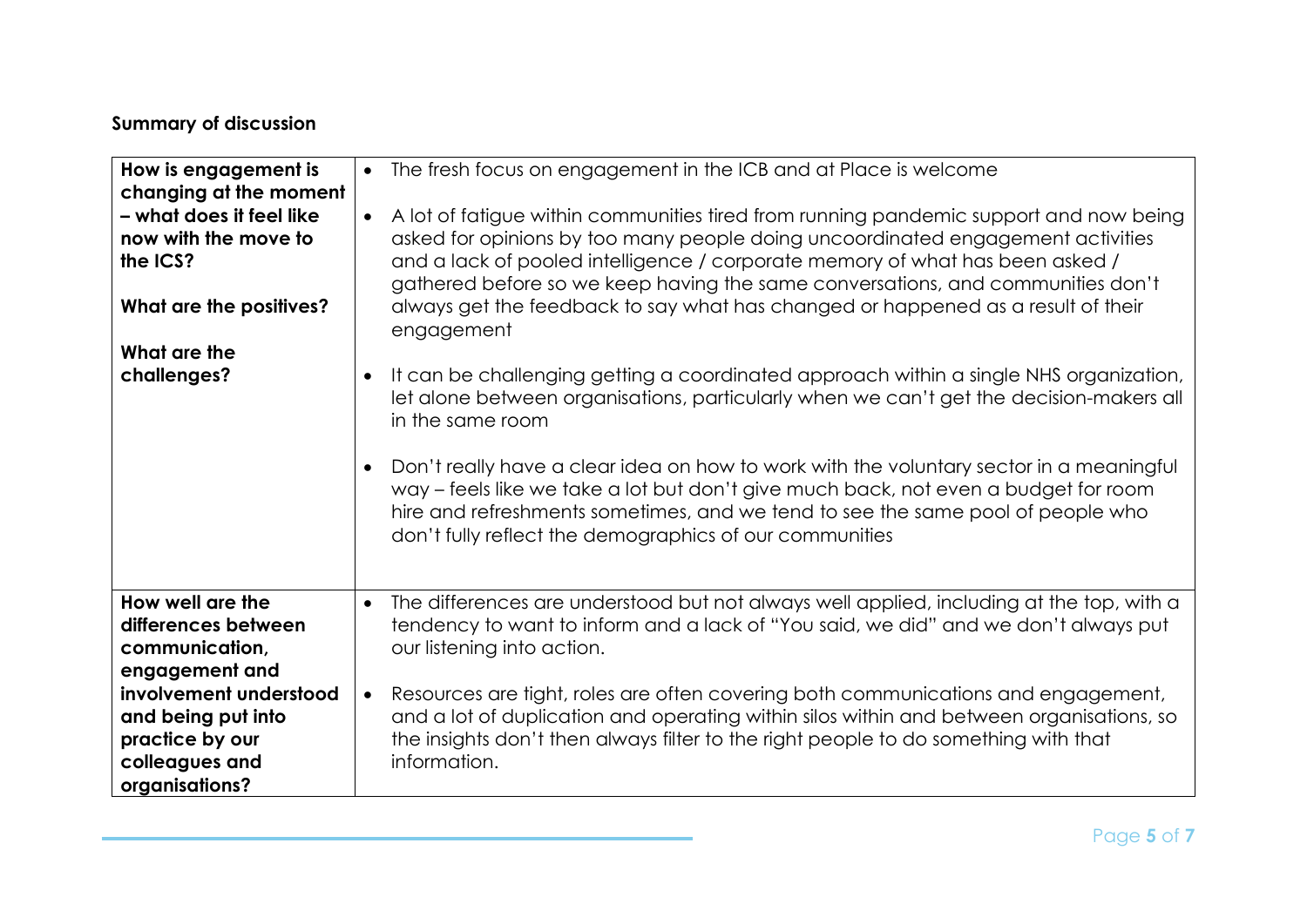**Summary of discussion**

| | |
|---|---|
| **How is engagement is changing at the moment – what does it feel like now with the move to the ICS?**<br><br>**What are the positives?**<br><br>**What are the challenges?** | • The fresh focus on engagement in the ICB and at Place is welcome<br><br>• A lot of fatigue within communities tired from running pandemic support and now being asked for opinions by too many people doing uncoordinated engagement activities and a lack of pooled intelligence / corporate memory of what has been asked / gathered before so we keep having the same conversations, and communities don't always get the feedback to say what has changed or happened as a result of their engagement<br><br>• It can be challenging getting a coordinated approach within a single NHS organization, let alone between organisations, particularly when we can't get the decision-makers all in the same room<br><br>• Don't really have a clear idea on how to work with the voluntary sector in a meaningful way – feels like we take a lot but don't give much back, not even a budget for room hire and refreshments sometimes, and we tend to see the same pool of people who don't fully reflect the demographics of our communities |
| **How well are the differences between communication, engagement and involvement understood and being put into practice by our colleagues and organisations?** | • The differences are understood but not always well applied, including at the top, with a tendency to want to inform and a lack of "You said, we did" and we don't always put our listening into action.<br><br>• Resources are tight, roles are often covering both communications and engagement, and a lot of duplication and operating within silos within and between organisations, so the insights don't then always filter to the right people to do something with that information. |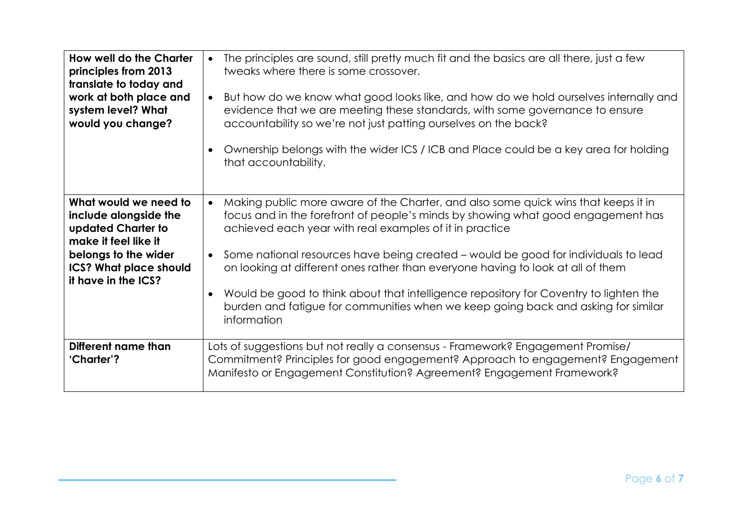| | |
|---|---|
| **How well do the Charter principles from 2013 translate to today and work at both place and system level? What would you change?** | • The principles are sound, still pretty much fit and the basics are all there, just a few tweaks where there is some crossover.<br>• But how do we know what good looks like, and how do we hold ourselves internally and evidence that we are meeting these standards, with some governance to ensure accountability so we're not just patting ourselves on the back?<br>• Ownership belongs with the wider ICS / ICB and Place could be a key area for holding that accountability. |
| **What would we need to include alongside the updated Charter to make it feel like it belongs to the wider ICS? What place should it have in the ICS?** | • Making public more aware of the Charter, and also some quick wins that keeps it in focus and in the forefront of people's minds by showing what good engagement has achieved each year with real examples of it in practice<br>• Some national resources have being created – would be good for individuals to lead on looking at different ones rather than everyone having to look at all of them<br>• Would be good to think about that intelligence repository for Coventry to lighten the burden and fatigue for communities when we keep going back and asking for similar information |
| **Different name than 'Charter'?** | Lots of suggestions but not really a consensus - Framework? Engagement Promise/ Commitment? Principles for good engagement? Approach to engagement? Engagement Manifesto or Engagement Constitution? Agreement? Engagement Framework? |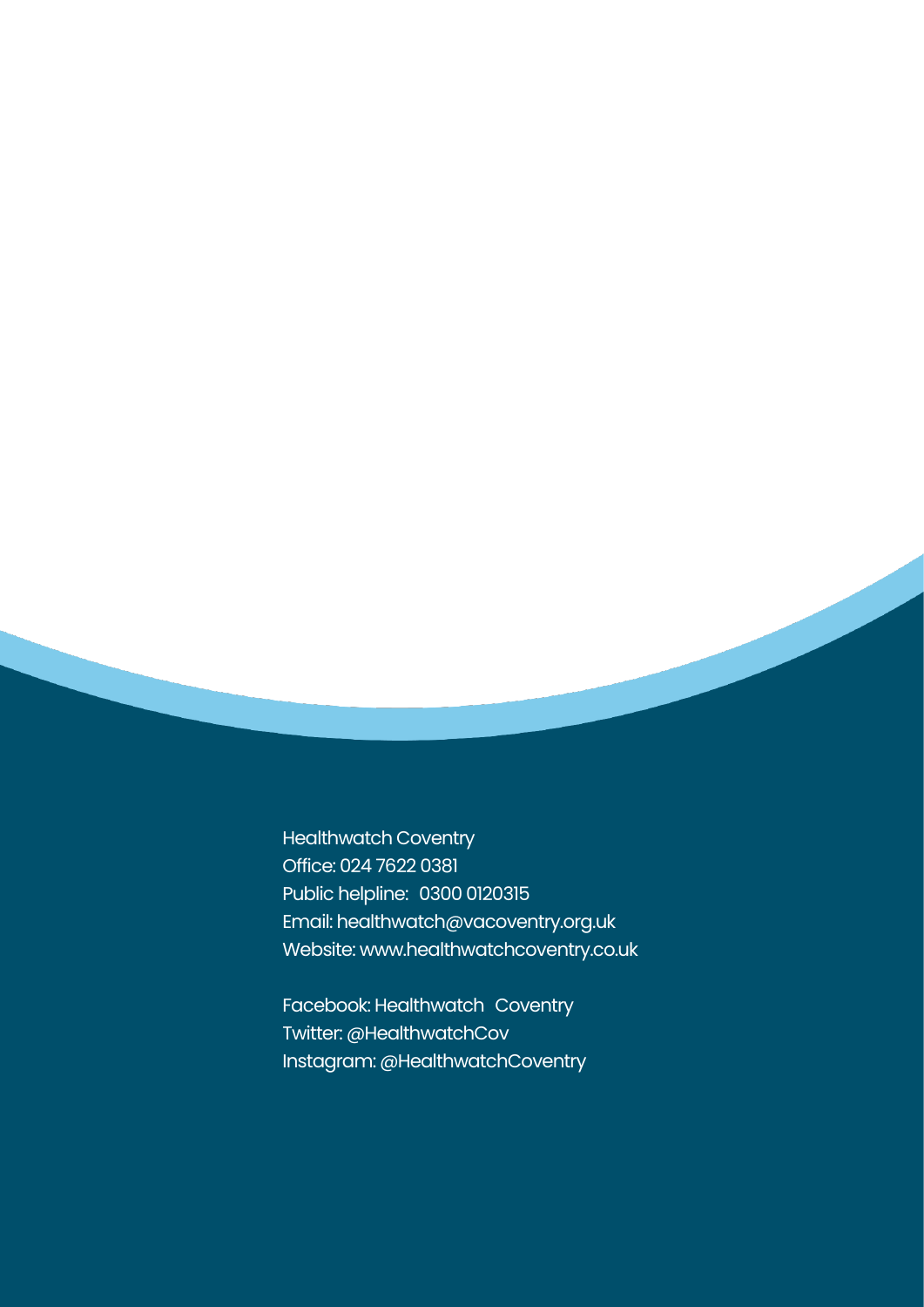Healthwatch Coventry
Office: 024 7622 0381
Public helpline: 0300 0120315
Email: healthwatch@vacoventry.org.uk
Website: www.healthwatchcoventry.co.uk

Facebook: Healthwatch Coventry
Twitter: @HealthwatchCov
Instagram: @HealthwatchCoventry